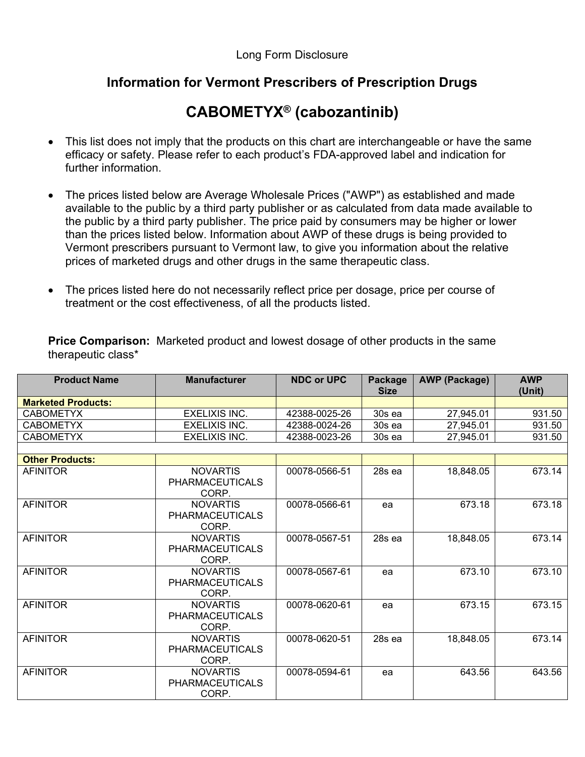Long Form Disclosure

## Information for Vermont Prescribers of Prescription Drugs

# CABOMETYX® (cabozantinib)

- This list does not imply that the products on this chart are interchangeable or have the same efficacy or safety. Please refer to each product's FDA-approved label and indication for further information.
- The prices listed below are Average Wholesale Prices ("AWP") as established and made available to the public by a third party publisher or as calculated from data made available to the public by a third party publisher. The price paid by consumers may be higher or lower than the prices listed below. Information about AWP of these drugs is being provided to Vermont prescribers pursuant to Vermont law, to give you information about the relative prices of marketed drugs and other drugs in the same therapeutic class.
- The prices listed here do not necessarily reflect price per dosage, price per course of treatment or the cost effectiveness, of all the products listed.

**Price Comparison:** Marketed product and lowest dosage of other products in the same therapeutic class*

| Product Name | Manufacturer | NDC or UPC | Package Size | AWP (Package) | AWP (Unit) |
|---|---|---|---|---|---|
| **Marketed Products:** | | | | | |
| CABOMETYX | EXELIXIS INC. | 42388-0025-26 | 30s ea | 27,945.01 | 931.50 |
| CABOMETYX | EXELIXIS INC. | 42388-0024-26 | 30s ea | 27,945.01 | 931.50 |
| CABOMETYX | EXELIXIS INC. | 42388-0023-26 | 30s ea | 27,945.01 | 931.50 |
| | | | | | |
| **Other Products:** | | | | | |
| AFINITOR | NOVARTIS PHARMACEUTICALS CORP. | 00078-0566-51 | 28s ea | 18,848.05 | 673.14 |
| AFINITOR | NOVARTIS PHARMACEUTICALS CORP. | 00078-0566-61 | ea | 673.18 | 673.18 |
| AFINITOR | NOVARTIS PHARMACEUTICALS CORP. | 00078-0567-51 | 28s ea | 18,848.05 | 673.14 |
| AFINITOR | NOVARTIS PHARMACEUTICALS CORP. | 00078-0567-61 | ea | 673.10 | 673.10 |
| AFINITOR | NOVARTIS PHARMACEUTICALS CORP. | 00078-0620-61 | ea | 673.15 | 673.15 |
| AFINITOR | NOVARTIS PHARMACEUTICALS CORP. | 00078-0620-51 | 28s ea | 18,848.05 | 673.14 |
| AFINITOR | NOVARTIS PHARMACEUTICALS CORP. | 00078-0594-61 | ea | 643.56 | 643.56 |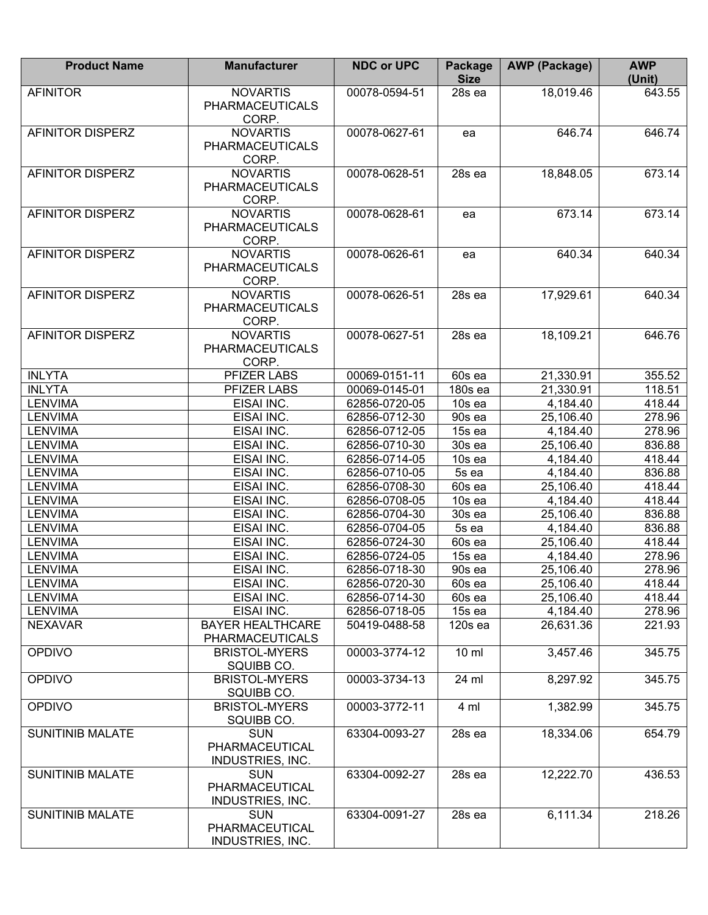| Product Name | Manufacturer | NDC or UPC | Package Size | AWP (Package) | AWP (Unit) |
|---|---|---|---|---|---|
| AFINITOR | NOVARTIS PHARMACEUTICALS CORP. | 00078-0594-51 | 28s ea | 18,019.46 | 643.55 |
| AFINITOR DISPERZ | NOVARTIS PHARMACEUTICALS CORP. | 00078-0627-61 | ea | 646.74 | 646.74 |
| AFINITOR DISPERZ | NOVARTIS PHARMACEUTICALS CORP. | 00078-0628-51 | 28s ea | 18,848.05 | 673.14 |
| AFINITOR DISPERZ | NOVARTIS PHARMACEUTICALS CORP. | 00078-0628-61 | ea | 673.14 | 673.14 |
| AFINITOR DISPERZ | NOVARTIS PHARMACEUTICALS CORP. | 00078-0626-61 | ea | 640.34 | 640.34 |
| AFINITOR DISPERZ | NOVARTIS PHARMACEUTICALS CORP. | 00078-0626-51 | 28s ea | 17,929.61 | 640.34 |
| AFINITOR DISPERZ | NOVARTIS PHARMACEUTICALS CORP. | 00078-0627-51 | 28s ea | 18,109.21 | 646.76 |
| INLYTA | PFIZER LABS | 00069-0151-11 | 60s ea | 21,330.91 | 355.52 |
| INLYTA | PFIZER LABS | 00069-0145-01 | 180s ea | 21,330.91 | 118.51 |
| LENVIMA | EISAI INC. | 62856-0720-05 | 10s ea | 4,184.40 | 418.44 |
| LENVIMA | EISAI INC. | 62856-0712-30 | 90s ea | 25,106.40 | 278.96 |
| LENVIMA | EISAI INC. | 62856-0712-05 | 15s ea | 4,184.40 | 278.96 |
| LENVIMA | EISAI INC. | 62856-0710-30 | 30s ea | 25,106.40 | 836.88 |
| LENVIMA | EISAI INC. | 62856-0714-05 | 10s ea | 4,184.40 | 418.44 |
| LENVIMA | EISAI INC. | 62856-0710-05 | 5s ea | 4,184.40 | 836.88 |
| LENVIMA | EISAI INC. | 62856-0708-30 | 60s ea | 25,106.40 | 418.44 |
| LENVIMA | EISAI INC. | 62856-0708-05 | 10s ea | 4,184.40 | 418.44 |
| LENVIMA | EISAI INC. | 62856-0704-30 | 30s ea | 25,106.40 | 836.88 |
| LENVIMA | EISAI INC. | 62856-0704-05 | 5s ea | 4,184.40 | 836.88 |
| LENVIMA | EISAI INC. | 62856-0724-30 | 60s ea | 25,106.40 | 418.44 |
| LENVIMA | EISAI INC. | 62856-0724-05 | 15s ea | 4,184.40 | 278.96 |
| LENVIMA | EISAI INC. | 62856-0718-30 | 90s ea | 25,106.40 | 278.96 |
| LENVIMA | EISAI INC. | 62856-0720-30 | 60s ea | 25,106.40 | 418.44 |
| LENVIMA | EISAI INC. | 62856-0714-30 | 60s ea | 25,106.40 | 418.44 |
| LENVIMA | EISAI INC. | 62856-0718-05 | 15s ea | 4,184.40 | 278.96 |
| NEXAVAR | BAYER HEALTHCARE PHARMACEUTICALS | 50419-0488-58 | 120s ea | 26,631.36 | 221.93 |
| OPDIVO | BRISTOL-MYERS SQUIBB CO. | 00003-3774-12 | 10 ml | 3,457.46 | 345.75 |
| OPDIVO | BRISTOL-MYERS SQUIBB CO. | 00003-3734-13 | 24 ml | 8,297.92 | 345.75 |
| OPDIVO | BRISTOL-MYERS SQUIBB CO. | 00003-3772-11 | 4 ml | 1,382.99 | 345.75 |
| SUNITINIB MALATE | SUN PHARMACEUTICAL INDUSTRIES, INC. | 63304-0093-27 | 28s ea | 18,334.06 | 654.79 |
| SUNITINIB MALATE | SUN PHARMACEUTICAL INDUSTRIES, INC. | 63304-0092-27 | 28s ea | 12,222.70 | 436.53 |
| SUNITINIB MALATE | SUN PHARMACEUTICAL INDUSTRIES, INC. | 63304-0091-27 | 28s ea | 6,111.34 | 218.26 |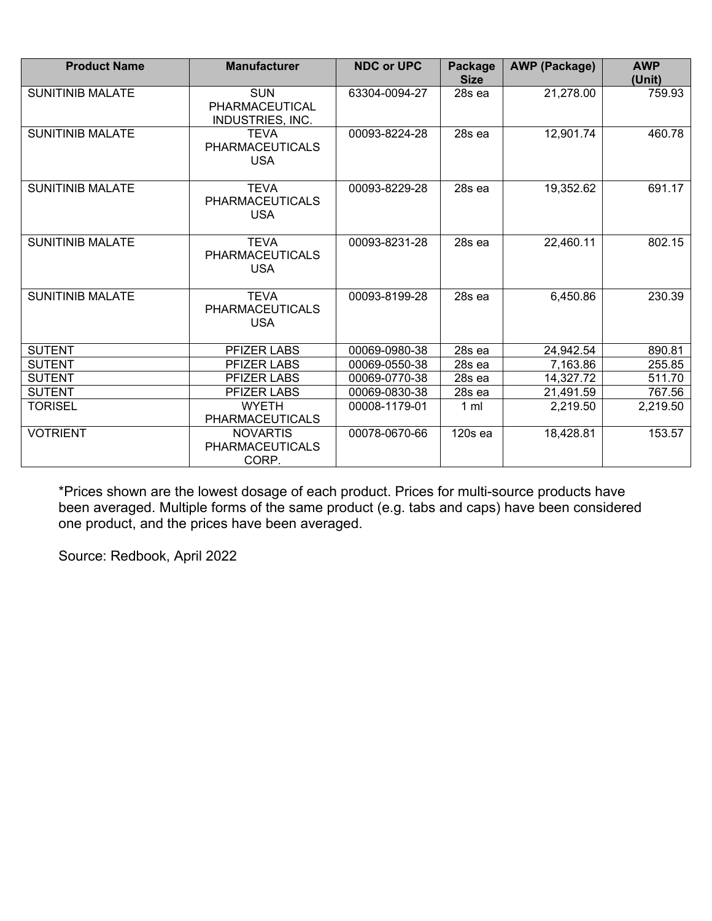| Product Name | Manufacturer | NDC or UPC | Package Size | AWP (Package) | AWP (Unit) |
|---|---|---|---|---|---|
| SUNITINIB MALATE | SUN PHARMACEUTICAL INDUSTRIES, INC. | 63304-0094-27 | 28s ea | 21,278.00 | 759.93 |
| SUNITINIB MALATE | TEVA PHARMACEUTICALS USA | 00093-8224-28 | 28s ea | 12,901.74 | 460.78 |
| SUNITINIB MALATE | TEVA PHARMACEUTICALS USA | 00093-8229-28 | 28s ea | 19,352.62 | 691.17 |
| SUNITINIB MALATE | TEVA PHARMACEUTICALS USA | 00093-8231-28 | 28s ea | 22,460.11 | 802.15 |
| SUNITINIB MALATE | TEVA PHARMACEUTICALS USA | 00093-8199-28 | 28s ea | 6,450.86 | 230.39 |
| SUTENT | PFIZER LABS | 00069-0980-38 | 28s ea | 24,942.54 | 890.81 |
| SUTENT | PFIZER LABS | 00069-0550-38 | 28s ea | 7,163.86 | 255.85 |
| SUTENT | PFIZER LABS | 00069-0770-38 | 28s ea | 14,327.72 | 511.70 |
| SUTENT | PFIZER LABS | 00069-0830-38 | 28s ea | 21,491.59 | 767.56 |
| TORISEL | WYETH PHARMACEUTICALS | 00008-1179-01 | 1 ml | 2,219.50 | 2,219.50 |
| VOTRIENT | NOVARTIS PHARMACEUTICALS CORP. | 00078-0670-66 | 120s ea | 18,428.81 | 153.57 |

*Prices shown are the lowest dosage of each product. Prices for multi-source products have been averaged. Multiple forms of the same product (e.g. tabs and caps) have been considered one product, and the prices have been averaged.

Source: Redbook, April 2022